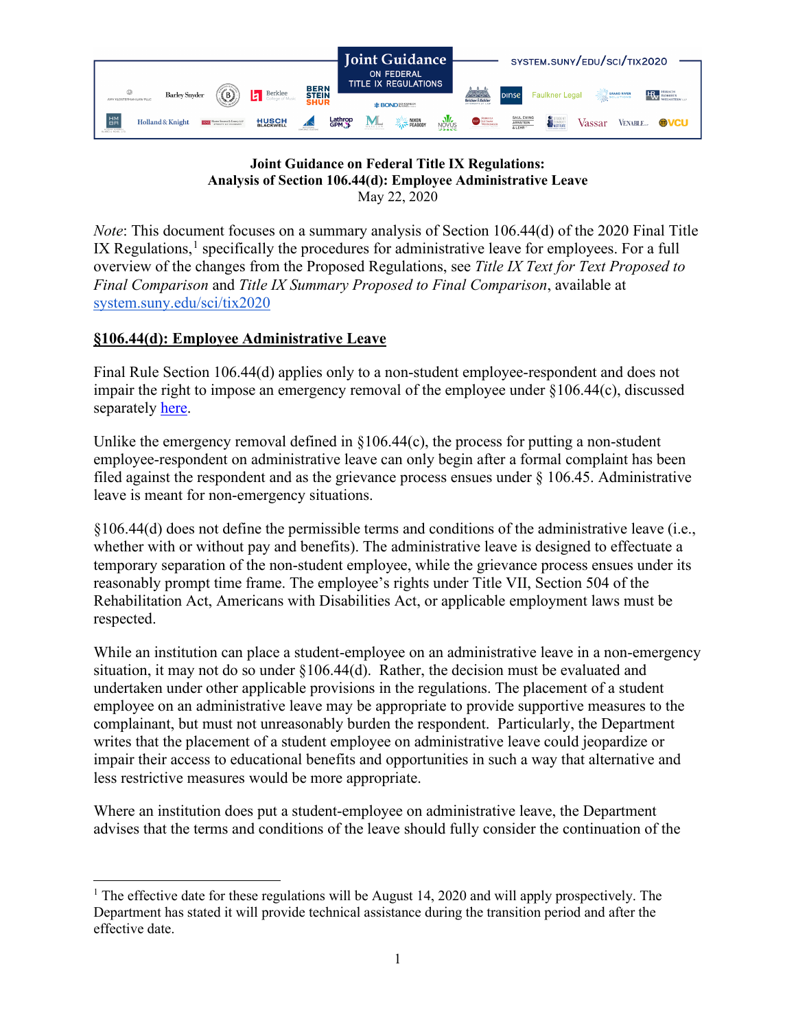**Joint Guidance on Federal Title IX Regulations:**
**Analysis of Section 106.44(d): Employee Administrative Leave**
May 22, 2020

*Note*: This document focuses on a summary analysis of Section 106.44(d) of the 2020 Final Title IX Regulations,[1] specifically the procedures for administrative leave for employees. For a full overview of the changes from the Proposed Regulations, see *Title IX Text for Text Proposed to Final Comparison* and *Title IX Summary Proposed to Final Comparison*, available at system.suny.edu/sci/tix2020

## §106.44(d): Employee Administrative Leave

Final Rule Section 106.44(d) applies only to a non-student employee-respondent and does not impair the right to impose an emergency removal of the employee under §106.44(c), discussed separately here.

Unlike the emergency removal defined in §106.44(c), the process for putting a non-student employee-respondent on administrative leave can only begin after a formal complaint has been filed against the respondent and as the grievance process ensues under § 106.45. Administrative leave is meant for non-emergency situations.

§106.44(d) does not define the permissible terms and conditions of the administrative leave (i.e., whether with or without pay and benefits). The administrative leave is designed to effectuate a temporary separation of the non-student employee, while the grievance process ensues under its reasonably prompt time frame. The employee's rights under Title VII, Section 504 of the Rehabilitation Act, Americans with Disabilities Act, or applicable employment laws must be respected.

While an institution can place a student-employee on an administrative leave in a non-emergency situation, it may not do so under §106.44(d). Rather, the decision must be evaluated and undertaken under other applicable provisions in the regulations. The placement of a student employee on an administrative leave may be appropriate to provide supportive measures to the complainant, but must not unreasonably burden the respondent. Particularly, the Department writes that the placement of a student employee on administrative leave could jeopardize or impair their access to educational benefits and opportunities in such a way that alternative and less restrictive measures would be more appropriate.

Where an institution does put a student-employee on administrative leave, the Department advises that the terms and conditions of the leave should fully consider the continuation of the

[1] The effective date for these regulations will be August 14, 2020 and will apply prospectively. The Department has stated it will provide technical assistance during the transition period and after the effective date.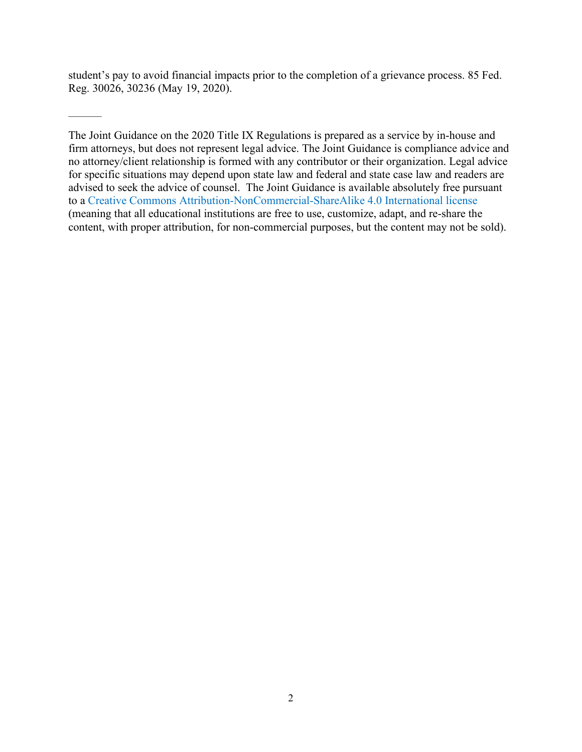student's pay to avoid financial impacts prior to the completion of a grievance process. 85 Fed. Reg. 30026, 30236 (May 19, 2020).

---

The Joint Guidance on the 2020 Title IX Regulations is prepared as a service by in-house and firm attorneys, but does not represent legal advice. The Joint Guidance is compliance advice and no attorney/client relationship is formed with any contributor or their organization. Legal advice for specific situations may depend upon state law and federal and state case law and readers are advised to seek the advice of counsel. The Joint Guidance is available absolutely free pursuant to a Creative Commons Attribution-NonCommercial-ShareAlike 4.0 International license (meaning that all educational institutions are free to use, customize, adapt, and re-share the content, with proper attribution, for non-commercial purposes, but the content may not be sold).